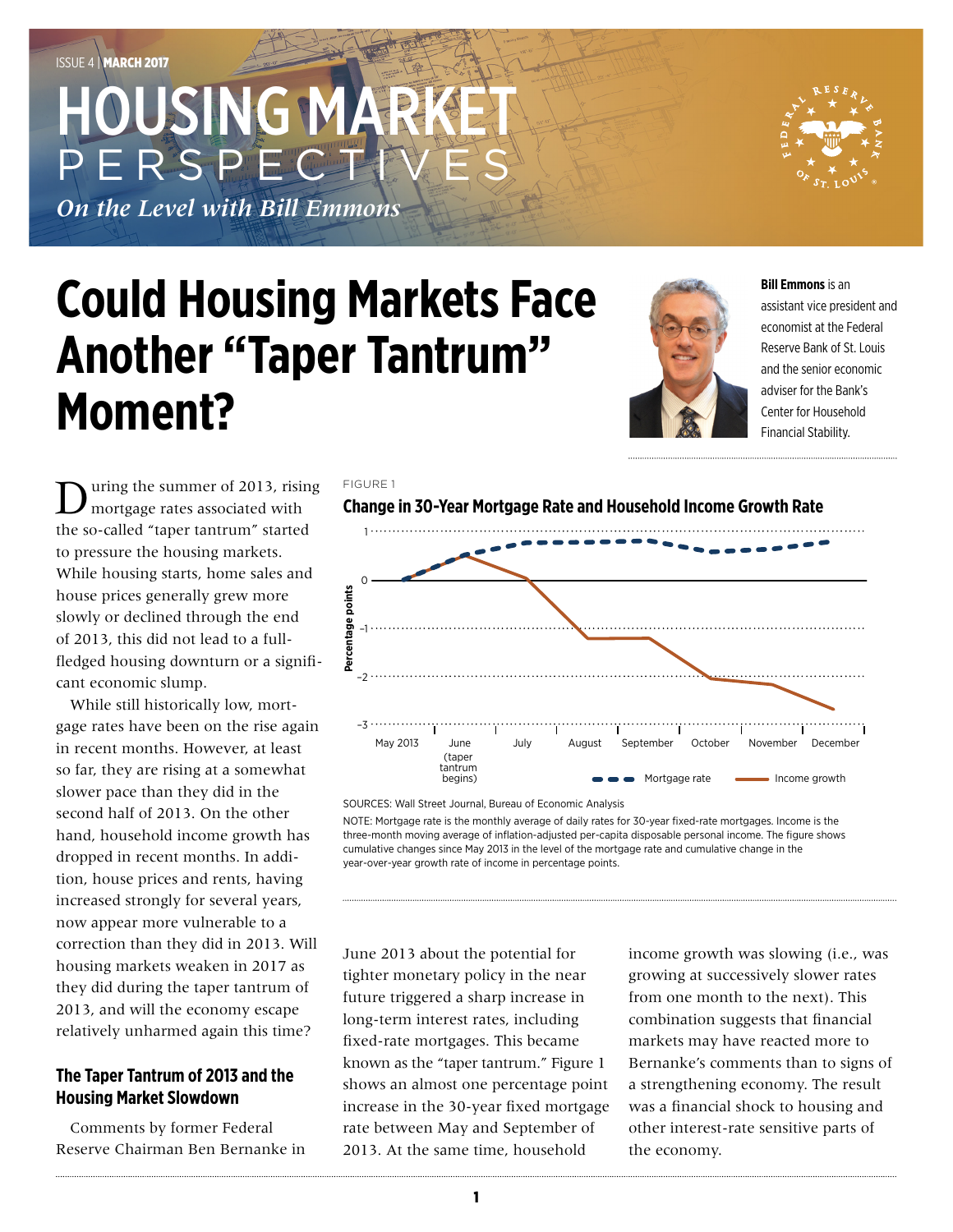ISSUE 4 | **MARCH 2017**

# HOUSING MARKET PERSPECTIVES

*On the Level with Bill Emmons*

# Could Housing Markets Face Another "Taper Tantrum" Moment?

**Bill Emmons** is an assistant vice president and economist at the Federal Reserve Bank of St. Louis and the senior economic adviser for the Bank's Center for Household Financial Stability.

During the summer of 2013, rising mortgage rates associated with the so-called "taper tantrum" started to pressure the housing markets. While housing starts, home sales and house prices generally grew more slowly or declined through the end of 2013, this did not lead to a full-fledged housing downturn or a significant economic slump.

While still historically low, mortgage rates have been on the rise again in recent months. However, at least so far, they are rising at a somewhat slower pace than they did in the second half of 2013. On the other hand, household income growth has dropped in recent months. In addition, house prices and rents, having increased strongly for several years, now appear more vulnerable to a correction than they did in 2013. Will housing markets weaken in 2017 as they did during the taper tantrum of 2013, and will the economy escape relatively unharmed again this time?

## The Taper Tantrum of 2013 and the Housing Market Slowdown

Comments by former Federal Reserve Chairman Ben Bernanke in June 2013 about the potential for tighter monetary policy in the near future triggered a sharp increase in long-term interest rates, including fixed-rate mortgages. This became known as the "taper tantrum." Figure 1 shows an almost one percentage point increase in the 30-year fixed mortgage rate between May and September of 2013. At the same time, household income growth was slowing (i.e., was growing at successively slower rates from one month to the next). This combination suggests that financial markets may have reacted more to Bernanke's comments than to signs of a strengthening economy. The result was a financial shock to housing and other interest-rate sensitive parts of the economy.

FIGURE 1

**Change in 30-Year Mortgage Rate and Household Income Growth Rate**

SOURCES: Wall Street Journal, Bureau of Economic Analysis

NOTE: Mortgage rate is the monthly average of daily rates for 30-year fixed-rate mortgages. Income is the three-month moving average of inflation-adjusted per-capita disposable personal income. The figure shows cumulative changes since May 2013 in the level of the mortgage rate and cumulative change in the year-over-year growth rate of income in percentage points.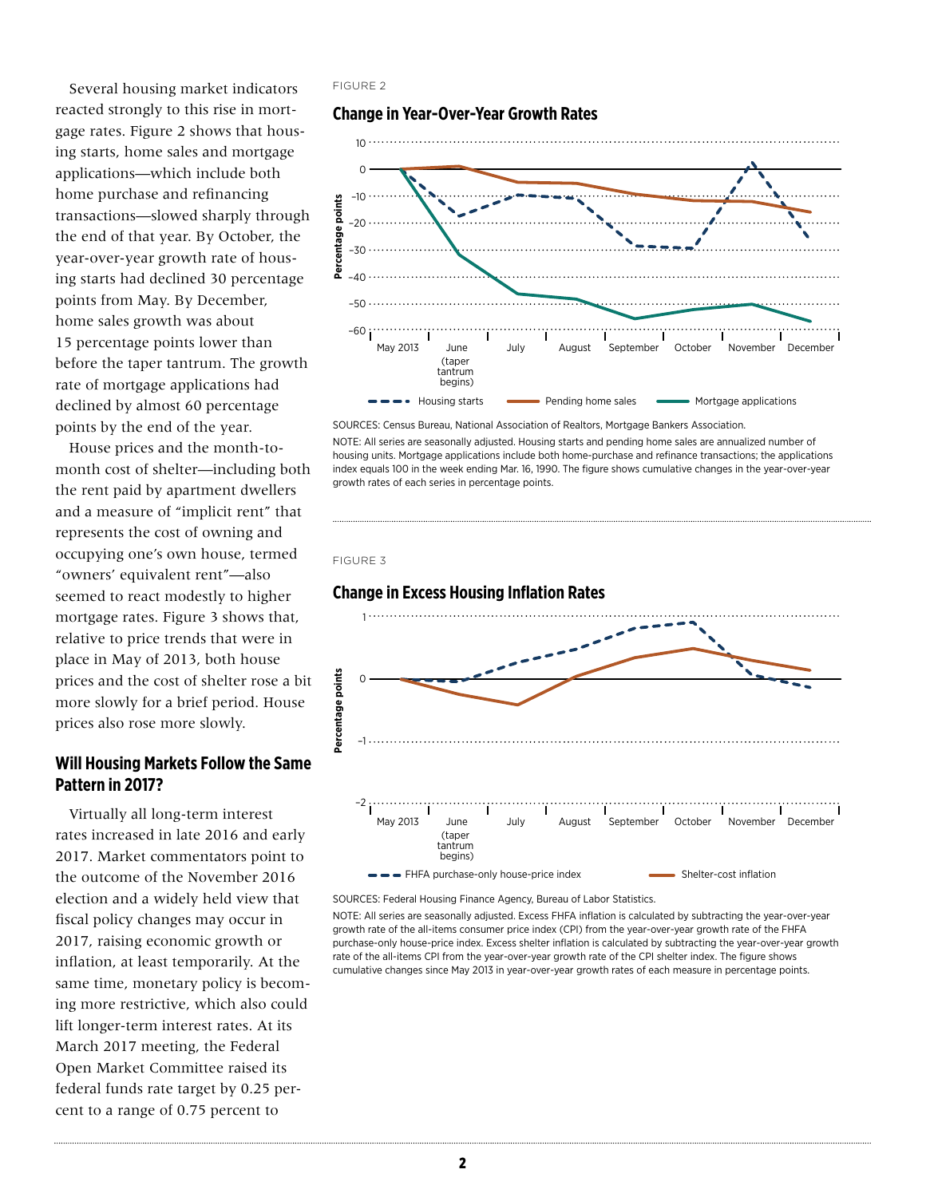Several housing market indicators reacted strongly to this rise in mortgage rates. Figure 2 shows that housing starts, home sales and mortgage applications—which include both home purchase and refinancing transactions—slowed sharply through the end of that year. By October, the year-over-year growth rate of housing starts had declined 30 percentage points from May. By December, home sales growth was about 15 percentage points lower than before the taper tantrum. The growth rate of mortgage applications had declined by almost 60 percentage points by the end of the year.

House prices and the month-to-month cost of shelter—including both the rent paid by apartment dwellers and a measure of "implicit rent" that represents the cost of owning and occupying one's own house, termed "owners' equivalent rent"—also seemed to react modestly to higher mortgage rates. Figure 3 shows that, relative to price trends that were in place in May of 2013, both house prices and the cost of shelter rose a bit more slowly for a brief period. House prices also rose more slowly.

FIGURE 2

**Change in Year-Over-Year Growth Rates**

SOURCES: Census Bureau, National Association of Realtors, Mortgage Bankers Association.

NOTE: All series are seasonally adjusted. Housing starts and pending home sales are annualized number of housing units. Mortgage applications include both home-purchase and refinance transactions; the applications index equals 100 in the week ending Mar. 16, 1990. The figure shows cumulative changes in the year-over-year growth rates of each series in percentage points.

FIGURE 3

**Change in Excess Housing Inflation Rates**

SOURCES: Federal Housing Finance Agency, Bureau of Labor Statistics.

NOTE: All series are seasonally adjusted. Excess FHFA inflation is calculated by subtracting the year-over-year growth rate of the all-items consumer price index (CPI) from the year-over-year growth rate of the FHFA purchase-only house-price index. Excess shelter inflation is calculated by subtracting the year-over-year growth rate of the all-items CPI from the year-over-year growth rate of the CPI shelter index. The figure shows cumulative changes since May 2013 in year-over-year growth rates of each measure in percentage points.

## Will Housing Markets Follow the Same Pattern in 2017?

Virtually all long-term interest rates increased in late 2016 and early 2017. Market commentators point to the outcome of the November 2016 election and a widely held view that fiscal policy changes may occur in 2017, raising economic growth or inflation, at least temporarily. At the same time, monetary policy is becoming more restrictive, which also could lift longer-term interest rates. At its March 2017 meeting, the Federal Open Market Committee raised its federal funds rate target by 0.25 percent to a range of 0.75 percent to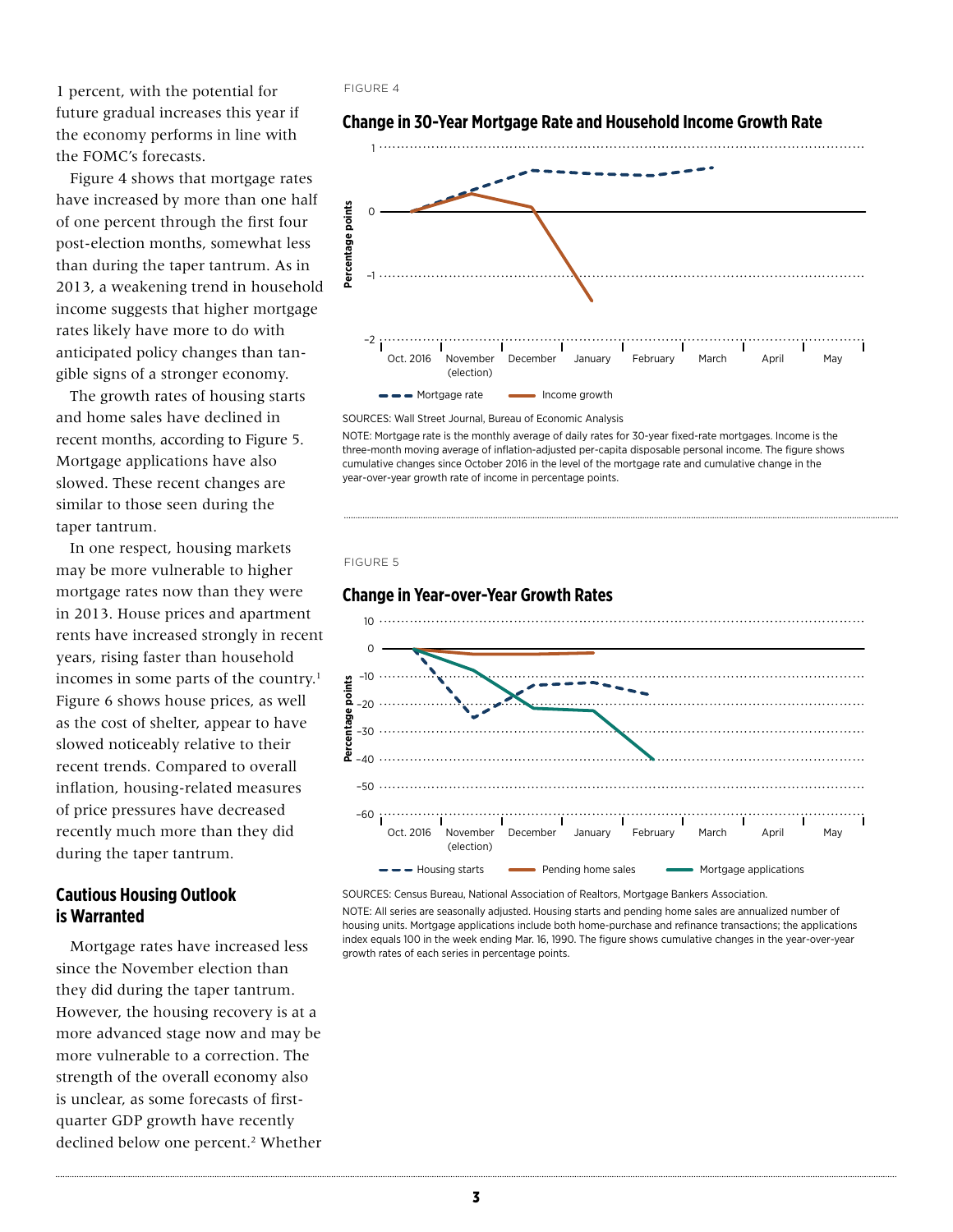1 percent, with the potential for future gradual increases this year if the economy performs in line with the FOMC's forecasts.

Figure 4 shows that mortgage rates have increased by more than one half of one percent through the first four post-election months, somewhat less than during the taper tantrum. As in 2013, a weakening trend in household income suggests that higher mortgage rates likely have more to do with anticipated policy changes than tangible signs of a stronger economy.

The growth rates of housing starts and home sales have declined in recent months, according to Figure 5. Mortgage applications have also slowed. These recent changes are similar to those seen during the taper tantrum.

In one respect, housing markets may be more vulnerable to higher mortgage rates now than they were in 2013. House prices and apartment rents have increased strongly in recent years, rising faster than household incomes in some parts of the country.[1] Figure 6 shows house prices, as well as the cost of shelter, appear to have slowed noticeably relative to their recent trends. Compared to overall inflation, housing-related measures of price pressures have decreased recently much more than they did during the taper tantrum.

## Cautious Housing Outlook is Warranted

Mortgage rates have increased less since the November election than they did during the taper tantrum. However, the housing recovery is at a more advanced stage now and may be more vulnerable to a correction. The strength of the overall economy also is unclear, as some forecasts of first-quarter GDP growth have recently declined below one percent.[2] Whether

FIGURE 4

**Change in 30-Year Mortgage Rate and Household Income Growth Rate**

SOURCES: Wall Street Journal, Bureau of Economic Analysis

NOTE: Mortgage rate is the monthly average of daily rates for 30-year fixed-rate mortgages. Income is the three-month moving average of inflation-adjusted per-capita disposable personal income. The figure shows cumulative changes since October 2016 in the level of the mortgage rate and cumulative change in the year-over-year growth rate of income in percentage points.

FIGURE 5

**Change in Year-over-Year Growth Rates**

SOURCES: Census Bureau, National Association of Realtors, Mortgage Bankers Association.

NOTE: All series are seasonally adjusted. Housing starts and pending home sales are annualized number of housing units. Mortgage applications include both home-purchase and refinance transactions; the applications index equals 100 in the week ending Mar. 16, 1990. The figure shows cumulative changes in the year-over-year growth rates of each series in percentage points.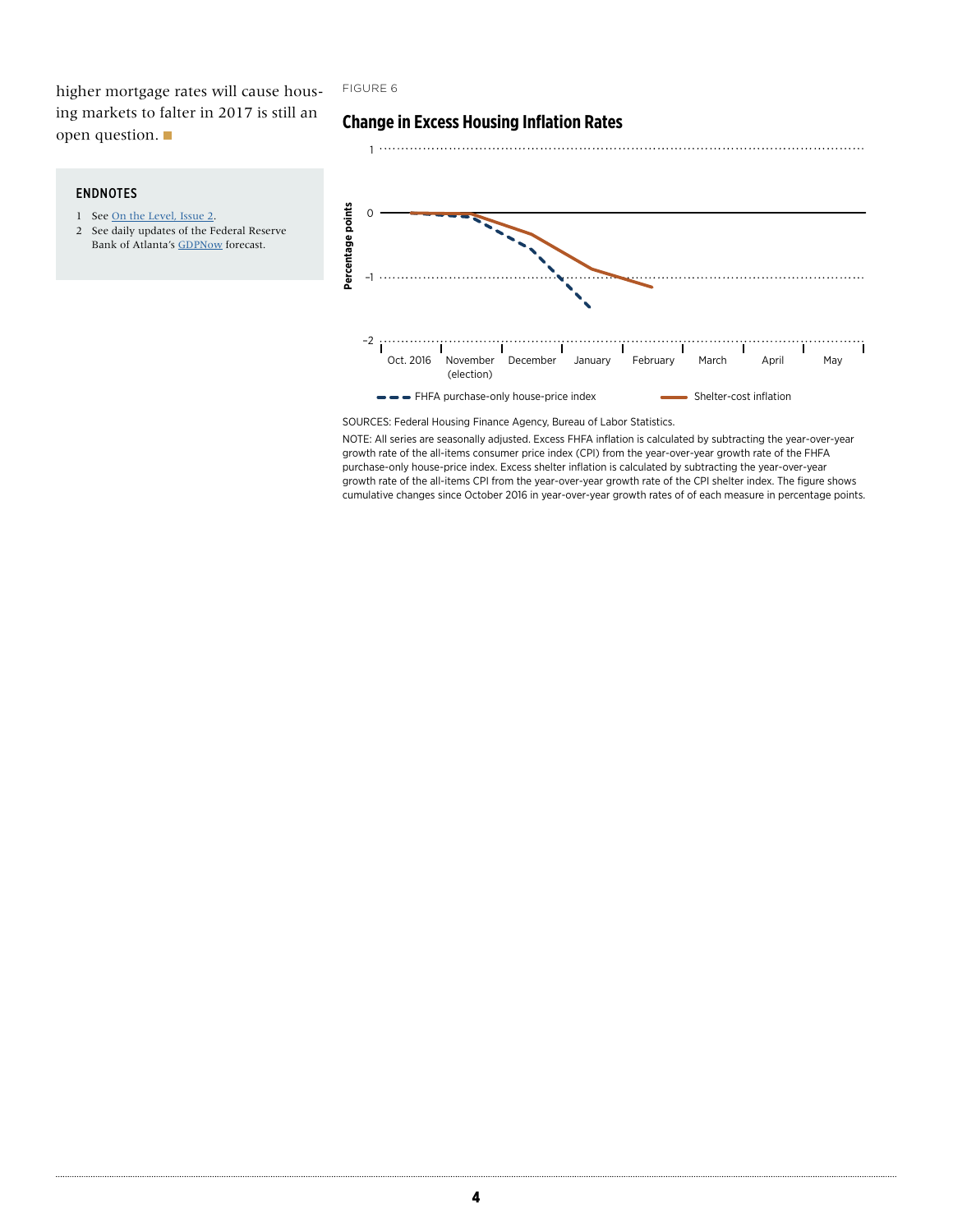higher mortgage rates will cause housing markets to falter in 2017 is still an open question. ■

## ENDNOTES

1. See On the Level, Issue 2.
2. See daily updates of the Federal Reserve Bank of Atlanta's GDPNow forecast.

FIGURE 6

### Change in Excess Housing Inflation Rates

Percentage points

1

0

–1

–2

Oct. 2016
November (election)
December
January
February
March
April
May

FHFA purchase-only house-price index

Shelter-cost inflation

SOURCES: Federal Housing Finance Agency, Bureau of Labor Statistics.

NOTE: All series are seasonally adjusted. Excess FHFA inflation is calculated by subtracting the year-over-year growth rate of the all-items consumer price index (CPI) from the year-over-year growth rate of the FHFA purchase-only house-price index. Excess shelter inflation is calculated by subtracting the year-over-year growth rate of the all-items CPI from the year-over-year growth rate of the CPI shelter index. The figure shows cumulative changes since October 2016 in year-over-year growth rates of of each measure in percentage points.